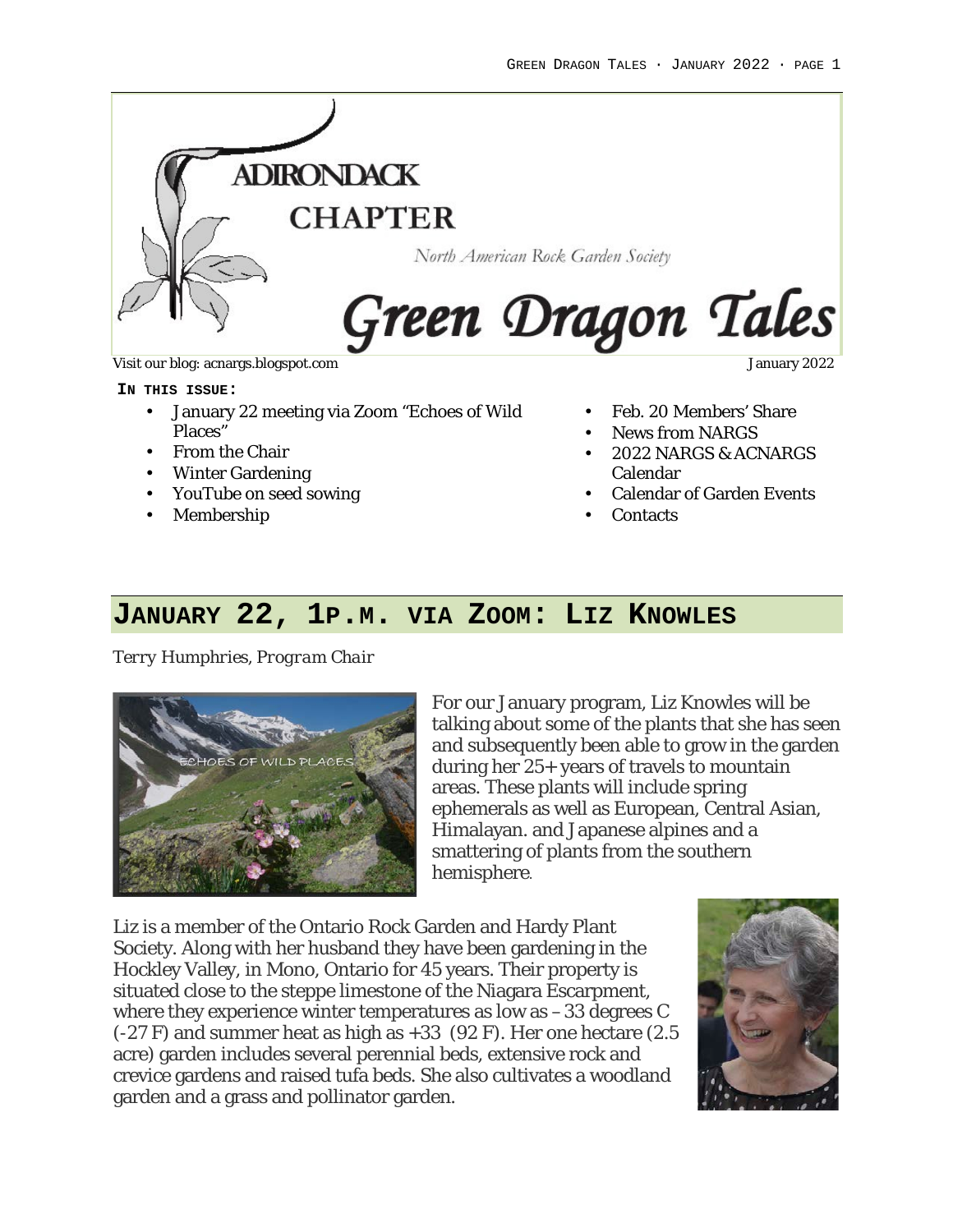# Adirondack Chapter

North American Rock Garden Society

# Green Dragon Tales

Visit our blog: acnargs.blogspot.com

January 2022

**IN THIS ISSUE:**

- January 22 meeting via Zoom "Echoes of Wild Places"
- From the Chair
- Winter Gardening
- YouTube on seed sowing
- Membership
- Feb. 20 Members' Share
- News from NARGS
- 2022 NARGS & ACNARGS Calendar
- Calendar of Garden Events
- Contacts

## JANUARY 22, 1P.M. VIA ZOOM: LIZ KNOWLES

*Terry Humphries, Program Chair*

For our January program, Liz Knowles will be talking about some of the plants that she has seen and subsequently been able to grow in the garden during her 25+ years of travels to mountain areas. These plants will include spring ephemerals as well as European, Central Asian, Himalayan. and Japanese alpines and a smattering of plants from the southern hemisphere.

Liz is a member of the Ontario Rock Garden and Hardy Plant Society. Along with her husband they have been gardening in the Hockley Valley, in Mono, Ontario for 45 years. Their property is situated close to the steppe limestone of the Niagara Escarpment, where they experience winter temperatures as low as –33 degrees C (-27 F) and summer heat as high as +33 (92 F). Her one hectare (2.5 acre) garden includes several perennial beds, extensive rock and crevice gardens and raised tufa beds. She also cultivates a woodland garden and a grass and pollinator garden.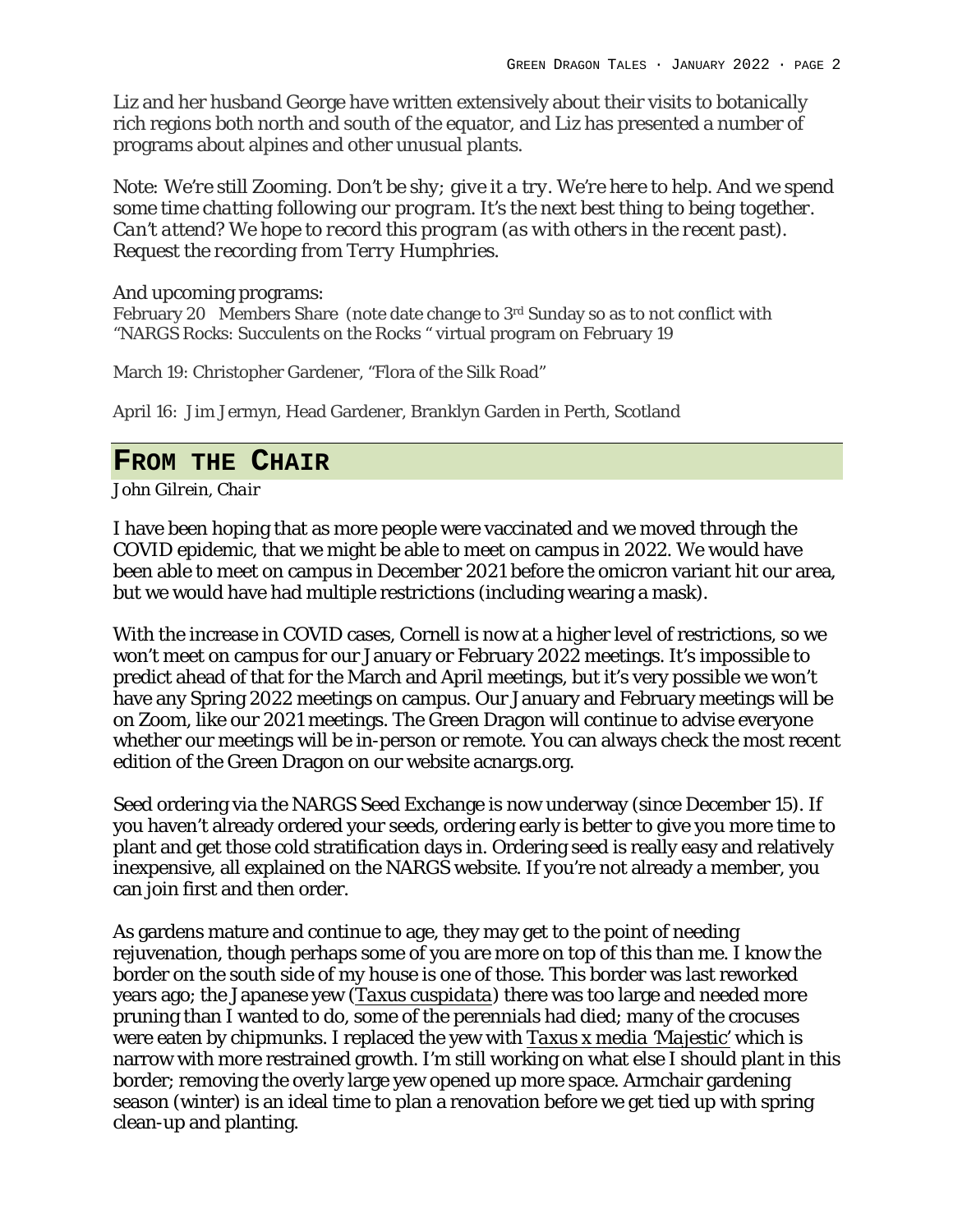Liz and her husband George have written extensively about their visits to botanically rich regions both north and south of the equator, and Liz has presented a number of programs about alpines and other unusual plants.

Note: *We're still Zooming. Don't be shy; give it a try. We're here to help. And we spend some time chatting following our program. It's the next best thing to being together. Can't attend? We hope to record this program (as with others in the recent past). Request the recording from Terry Humphries.*

And upcoming programs:

February 20 Members Share (note date change to 3rd Sunday so as to not conflict with "NARGS Rocks: Succulents on the Rocks " virtual program on February 19

March 19: Christopher Gardener, "Flora of the Silk Road"

April 16: Jim Jermyn, Head Gardener, Branklyn Garden in Perth, Scotland

## From the Chair

*John Gilrein, Chair*

I have been hoping that as more people were vaccinated and we moved through the COVID epidemic, that we might be able to meet on campus in 2022. We would have been able to meet on campus in December 2021 before the omicron variant hit our area, but we would have had multiple restrictions (including wearing a mask).

With the increase in COVID cases, Cornell is now at a higher level of restrictions, so we won't meet on campus for our January or February 2022 meetings. It's impossible to predict ahead of that for the March and April meetings, but it's very possible we won't have any Spring 2022 meetings on campus. Our January and February meetings will be on Zoom, like our 2021 meetings. The Green Dragon will continue to advise everyone whether our meetings will be in-person or remote. You can always check the most recent edition of the Green Dragon on our website acnargs.org.

Seed ordering via the NARGS Seed Exchange is now underway (since December 15). If you haven't already ordered your seeds, ordering early is better to give you more time to plant and get those cold stratification days in. Ordering seed is really easy and relatively inexpensive, all explained on the NARGS website. If you're not already a member, you can join first and then order.

As gardens mature and continue to age, they may get to the point of needing rejuvenation, though perhaps some of you are more on top of this than me. I know the border on the south side of my house is one of those. This border was last reworked years ago; the Japanese yew (*Taxus cuspidata*) there was too large and needed more pruning than I wanted to do, some of the perennials had died; many of the crocuses were eaten by chipmunks. I replaced the yew with *Taxus x media 'Majestic'* which is narrow with more restrained growth. I'm still working on what else I should plant in this border; removing the overly large yew opened up more space. Armchair gardening season (winter) is an ideal time to plan a renovation before we get tied up with spring clean-up and planting.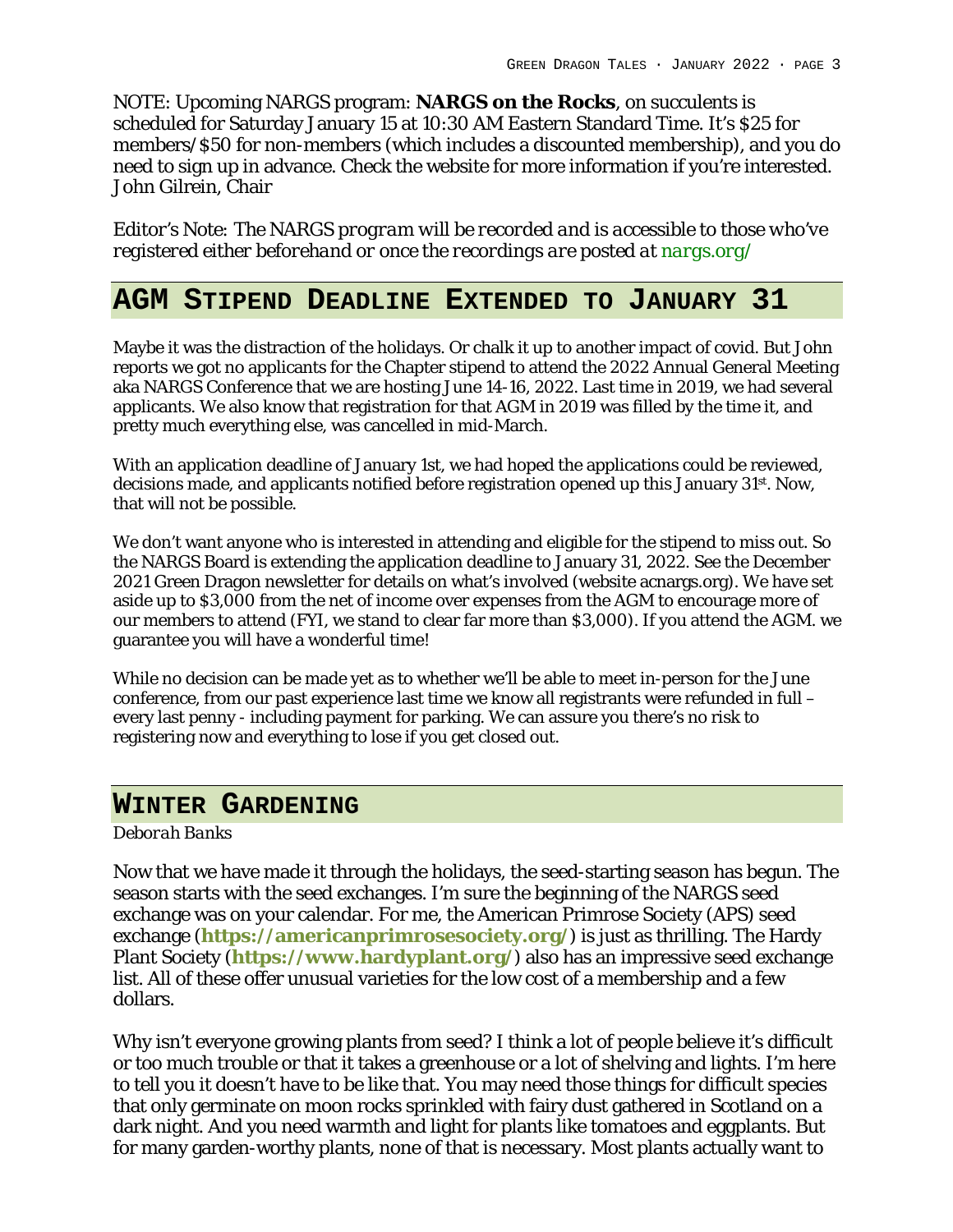NOTE: Upcoming NARGS program: **NARGS on the Rocks**, on succulents is scheduled for Saturday January 15 at 10:30 AM Eastern Standard Time. It's $25 for members/$50 for non-members (which includes a discounted membership), and you do need to sign up in advance. Check the website for more information if you're interested. John Gilrein, Chair

*Editor's Note: The NARGS program will be recorded and is accessible to those who've registered either beforehand or once the recordings are posted at* nargs.org/

## AGM Stipend Deadline Extended to January 31

Maybe it was the distraction of the holidays. Or chalk it up to another impact of covid. But John reports we got no applicants for the Chapter stipend to attend the 2022 Annual General Meeting aka NARGS Conference that we are hosting June 14-16, 2022. Last time in 2019, we had several applicants. We also know that registration for that AGM in 2019 was filled by the time it, and pretty much everything else, was cancelled in mid-March.

With an application deadline of January 1st, we had hoped the applications could be reviewed, decisions made, and applicants notified before registration opened up this January 31st. Now, that will not be possible.

We don't want anyone who is interested in attending and eligible for the stipend to miss out. So the NARGS Board is extending the application deadline to January 31, 2022. See the December 2021 Green Dragon newsletter for details on what's involved (website acnargs.org). We have set aside up to $3,000 from the net of income over expenses from the AGM to encourage more of our members to attend (FYI, we stand to clear far more than $3,000). If you attend the AGM. we guarantee you will have a wonderful time!

While no decision can be made yet as to whether we'll be able to meet in-person for the June conference, from our past experience last time we know all registrants were refunded in full – every last penny - including payment for parking. We can assure you there's no risk to registering now and everything to lose if you get closed out.

## Winter Gardening

*Deborah Banks*

Now that we have made it through the holidays, the seed-starting season has begun. The season starts with the seed exchanges. I'm sure the beginning of the NARGS seed exchange was on your calendar. For me, the American Primrose Society (APS) seed exchange (**https://americanprimrosesociety.org/**) is just as thrilling. The Hardy Plant Society (**https://www.hardyplant.org/**) also has an impressive seed exchange list. All of these offer unusual varieties for the low cost of a membership and a few dollars.

Why isn't everyone growing plants from seed? I think a lot of people believe it's difficult or too much trouble or that it takes a greenhouse or a lot of shelving and lights. I'm here to tell you it doesn't have to be like that. You may need those things for difficult species that only germinate on moon rocks sprinkled with fairy dust gathered in Scotland on a dark night. And you need warmth and light for plants like tomatoes and eggplants. But for many garden-worthy plants, none of that is necessary. Most plants actually want to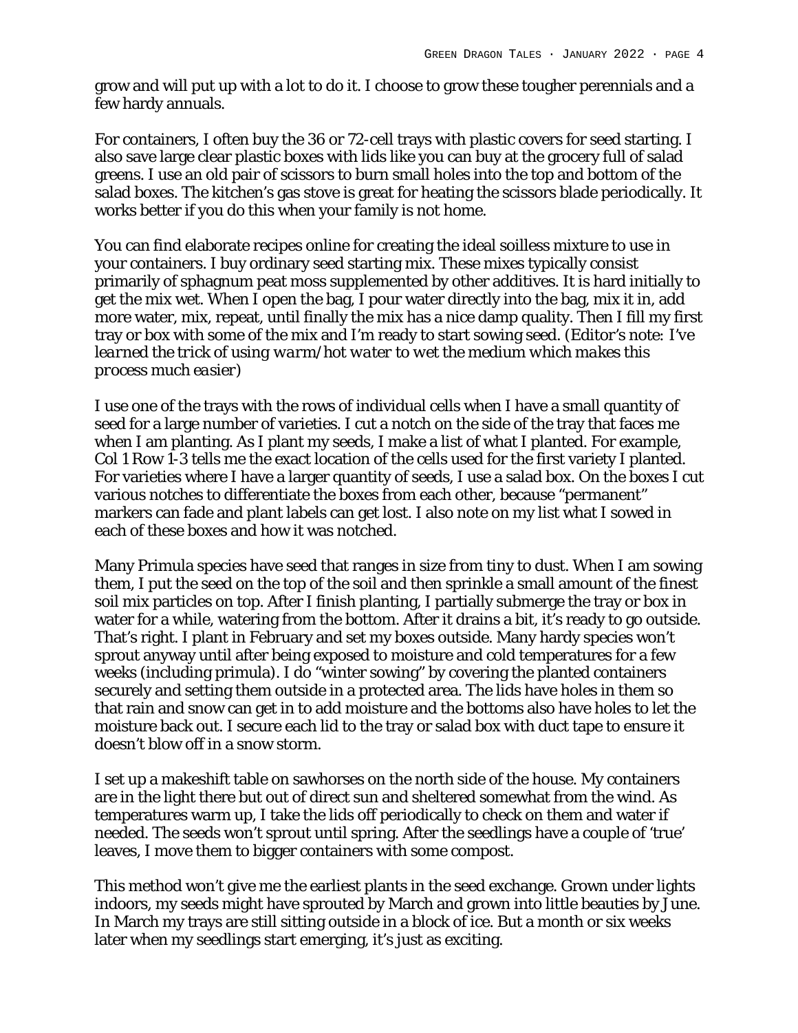grow and will put up with a lot to do it. I choose to grow these tougher perennials and a few hardy annuals.

For containers, I often buy the 36 or 72-cell trays with plastic covers for seed starting. I also save large clear plastic boxes with lids like you can buy at the grocery full of salad greens. I use an old pair of scissors to burn small holes into the top and bottom of the salad boxes. The kitchen's gas stove is great for heating the scissors blade periodically. It works better if you do this when your family is not home.

You can find elaborate recipes online for creating the ideal soilless mixture to use in your containers. I buy ordinary seed starting mix. These mixes typically consist primarily of sphagnum peat moss supplemented by other additives. It is hard initially to get the mix wet. When I open the bag, I pour water directly into the bag, mix it in, add more water, mix, repeat, until finally the mix has a nice damp quality. Then I fill my first tray or box with some of the mix and I'm ready to start sowing seed. *(Editor's note: I've learned the trick of using warm/hot water to wet the medium which makes this process much easier)*

I use one of the trays with the rows of individual cells when I have a small quantity of seed for a large number of varieties. I cut a notch on the side of the tray that faces me when I am planting. As I plant my seeds, I make a list of what I planted. For example, Col 1 Row 1-3 tells me the exact location of the cells used for the first variety I planted. For varieties where I have a larger quantity of seeds, I use a salad box. On the boxes I cut various notches to differentiate the boxes from each other, because "permanent" markers can fade and plant labels can get lost. I also note on my list what I sowed in each of these boxes and how it was notched.

Many Primula species have seed that ranges in size from tiny to dust. When I am sowing them, I put the seed on the top of the soil and then sprinkle a small amount of the finest soil mix particles on top. After I finish planting, I partially submerge the tray or box in water for a while, watering from the bottom. After it drains a bit, it's ready to go outside. That's right. I plant in February and set my boxes outside. Many hardy species won't sprout anyway until after being exposed to moisture and cold temperatures for a few weeks (including primula). I do "winter sowing" by covering the planted containers securely and setting them outside in a protected area. The lids have holes in them so that rain and snow can get in to add moisture and the bottoms also have holes to let the moisture back out. I secure each lid to the tray or salad box with duct tape to ensure it doesn't blow off in a snow storm.

I set up a makeshift table on sawhorses on the north side of the house. My containers are in the light there but out of direct sun and sheltered somewhat from the wind. As temperatures warm up, I take the lids off periodically to check on them and water if needed. The seeds won't sprout until spring. After the seedlings have a couple of 'true' leaves, I move them to bigger containers with some compost.

This method won't give me the earliest plants in the seed exchange. Grown under lights indoors, my seeds might have sprouted by March and grown into little beauties by June. In March my trays are still sitting outside in a block of ice. But a month or six weeks later when my seedlings start emerging, it's just as exciting.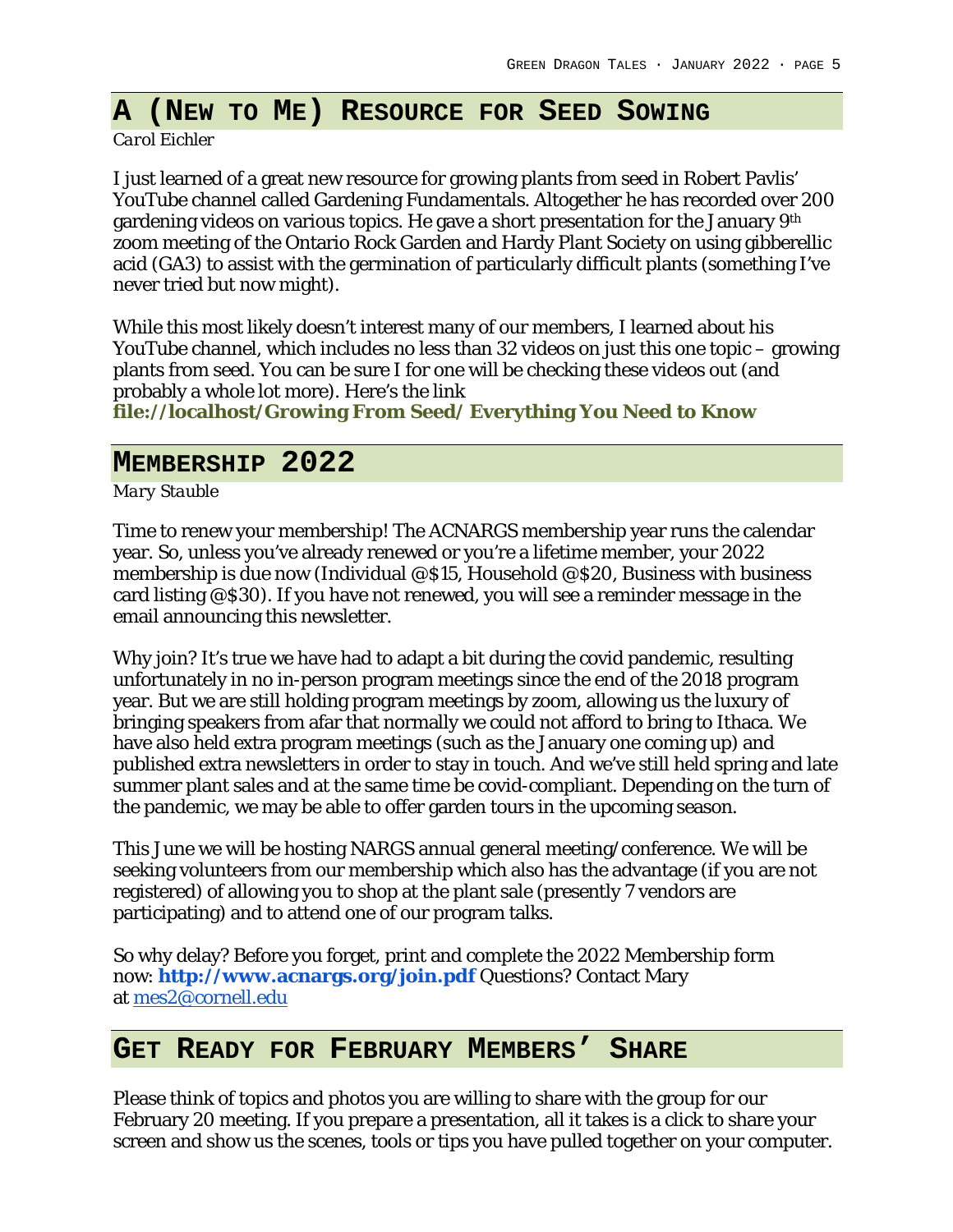## A (New to Me) Resource for Seed Sowing

*Carol Eichler*

I just learned of a great new resource for growing plants from seed in Robert Pavlis' YouTube channel called Gardening Fundamentals. Altogether he has recorded over 200 gardening videos on various topics. He gave a short presentation for the January 9th zoom meeting of the Ontario Rock Garden and Hardy Plant Society on using gibberellic acid (GA3) to assist with the germination of particularly difficult plants (something I've never tried but now might).

While this most likely doesn't interest many of our members, I learned about his YouTube channel, which includes no less than 32 videos on just this one topic – growing plants from seed. You can be sure I for one will be checking these videos out (and probably a whole lot more). Here's the link

**file://localhost/Growing From Seed/ Everything You Need to Know**

## Membership 2022

*Mary Stauble*

Time to renew your membership! The ACNARGS membership year runs the calendar year. So, unless you've already renewed or you're a lifetime member, your 2022 membership is due now (Individual @$15, Household @$20, Business with business card listing @$30). If you have not renewed, you will see a reminder message in the email announcing this newsletter.

Why join? It's true we have had to adapt a bit during the covid pandemic, resulting unfortunately in no in-person program meetings since the end of the 2018 program year. But we are still holding program meetings by zoom, allowing us the luxury of bringing speakers from afar that normally we could not afford to bring to Ithaca. We have also held extra program meetings (such as the January one coming up) and published extra newsletters in order to stay in touch. And we've still held spring and late summer plant sales and at the same time be covid-compliant. Depending on the turn of the pandemic, we may be able to offer garden tours in the upcoming season.

This June we will be hosting NARGS annual general meeting/conference. We will be seeking volunteers from our membership which also has the advantage (if you are not registered) of allowing you to shop at the plant sale (presently 7 vendors are participating) and to attend one of our program talks.

So why delay? Before you forget, print and complete the 2022 Membership form now: **http://www.acnargs.org/join.pdf** Questions? Contact Mary at mes2@cornell.edu

## Get Ready for February Members' Share

Please think of topics and photos you are willing to share with the group for our February 20 meeting. If you prepare a presentation, all it takes is a click to share your screen and show us the scenes, tools or tips you have pulled together on your computer.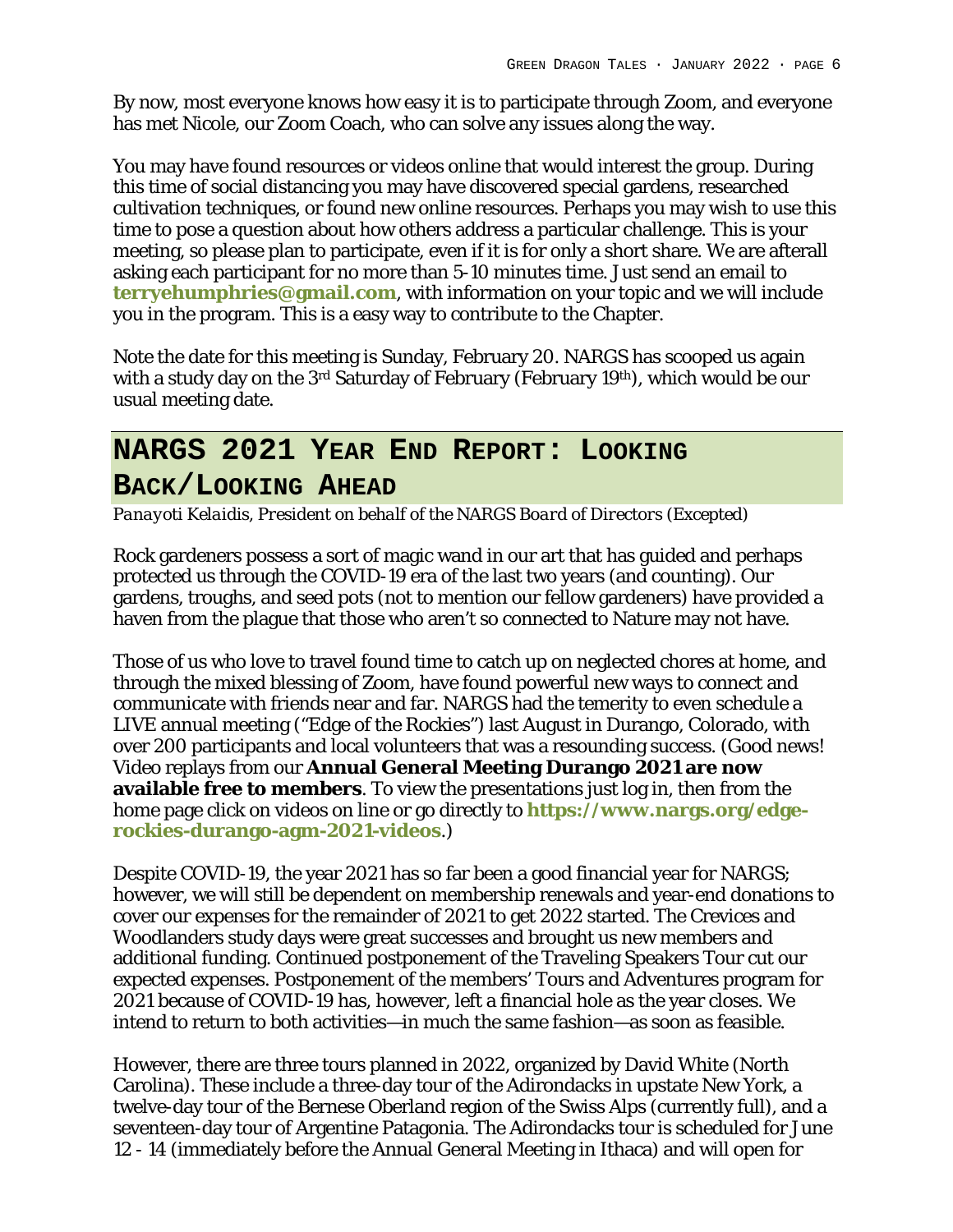By now, most everyone knows how easy it is to participate through Zoom, and everyone has met Nicole, our Zoom Coach, who can solve any issues along the way.

You may have found resources or videos online that would interest the group. During this time of social distancing you may have discovered special gardens, researched cultivation techniques, or found new online resources. Perhaps you may wish to use this time to pose a question about how others address a particular challenge. This is your meeting, so please plan to participate, even if it is for only a short share. We are afterall asking each participant for no more than 5-10 minutes time. Just send an email to **terryehumphries@gmail.com**, with information on your topic and we will include you in the program. This is a easy way to contribute to the Chapter.

Note the date for this meeting is Sunday, February 20. NARGS has scooped us again with a study day on the 3rd Saturday of February (February 19th), which would be our usual meeting date.

## NARGS 2021 Year End Report: Looking Back/Looking Ahead

*Panayoti Kelaidis, President on behalf of the NARGS Board of Directors (Excepted)*

Rock gardeners possess a sort of magic wand in our art that has guided and perhaps protected us through the COVID-19 era of the last two years (and counting). Our gardens, troughs, and seed pots (not to mention our fellow gardeners) have provided a haven from the plague that those who aren't so connected to Nature may not have.

Those of us who love to travel found time to catch up on neglected chores at home, and through the mixed blessing of Zoom, have found powerful new ways to connect and communicate with friends near and far. NARGS had the temerity to even schedule a LIVE annual meeting ("Edge of the Rockies") last August in Durango, Colorado, with over 200 participants and local volunteers that was a resounding success. (Good news! Video replays from our **Annual General Meeting Durango 2021 are now available free to members**. To view the presentations just log in, then from the home page click on videos on line or go directly to **https://www.nargs.org/edge-rockies-durango-agm-2021-videos**.)

Despite COVID-19, the year 2021 has so far been a good financial year for NARGS; however, we will still be dependent on membership renewals and year-end donations to cover our expenses for the remainder of 2021 to get 2022 started. The Crevices and Woodlanders study days were great successes and brought us new members and additional funding. Continued postponement of the Traveling Speakers Tour cut our expected expenses. Postponement of the members' Tours and Adventures program for 2021 because of COVID-19 has, however, left a financial hole as the year closes. We intend to return to both activities—in much the same fashion—as soon as feasible.

However, there are three tours planned in 2022, organized by David White (North Carolina). These include a three-day tour of the Adirondacks in upstate New York, a twelve-day tour of the Bernese Oberland region of the Swiss Alps (currently full), and a seventeen-day tour of Argentine Patagonia. The Adirondacks tour is scheduled for June 12 - 14 (immediately before the Annual General Meeting in Ithaca) and will open for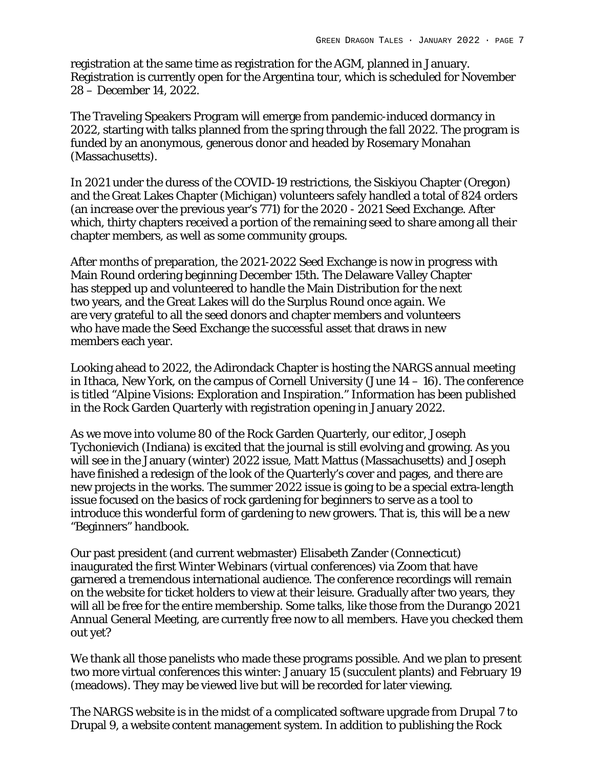registration at the same time as registration for the AGM, planned in January. Registration is currently open for the Argentina tour, which is scheduled for November 28 – December 14, 2022.

The Traveling Speakers Program will emerge from pandemic-induced dormancy in 2022, starting with talks planned from the spring through the fall 2022. The program is funded by an anonymous, generous donor and headed by Rosemary Monahan (Massachusetts).

In 2021 under the duress of the COVID-19 restrictions, the Siskiyou Chapter (Oregon) and the Great Lakes Chapter (Michigan) volunteers safely handled a total of 824 orders (an increase over the previous year's 771) for the 2020 - 2021 Seed Exchange. After which, thirty chapters received a portion of the remaining seed to share among all their chapter members, as well as some community groups.

After months of preparation, the 2021-2022 Seed Exchange is now in progress with Main Round ordering beginning December 15th. The Delaware Valley Chapter has stepped up and volunteered to handle the Main Distribution for the next two years, and the Great Lakes will do the Surplus Round once again. We are very grateful to all the seed donors and chapter members and volunteers who have made the Seed Exchange the successful asset that draws in new members each year.

Looking ahead to 2022, the Adirondack Chapter is hosting the NARGS annual meeting in Ithaca, New York, on the campus of Cornell University (June 14 – 16). The conference is titled "Alpine Visions: Exploration and Inspiration." Information has been published in the Rock Garden Quarterly with registration opening in January 2022.

As we move into volume 80 of the Rock Garden Quarterly, our editor, Joseph Tychonievich (Indiana) is excited that the journal is still evolving and growing. As you will see in the January (winter) 2022 issue, Matt Mattus (Massachusetts) and Joseph have finished a redesign of the look of the Quarterly's cover and pages, and there are new projects in the works. The summer 2022 issue is going to be a special extra-length issue focused on the basics of rock gardening for beginners to serve as a tool to introduce this wonderful form of gardening to new growers. That is, this will be a new "Beginners" handbook.

Our past president (and current webmaster) Elisabeth Zander (Connecticut) inaugurated the first Winter Webinars (virtual conferences) via Zoom that have garnered a tremendous international audience. The conference recordings will remain on the website for ticket holders to view at their leisure. Gradually after two years, they will all be free for the entire membership. Some talks, like those from the Durango 2021 Annual General Meeting, are currently free now to all members. Have you checked them out yet?

We thank all those panelists who made these programs possible. And we plan to present two more virtual conferences this winter: January 15 (succulent plants) and February 19 (meadows). They may be viewed live but will be recorded for later viewing.

The NARGS website is in the midst of a complicated software upgrade from Drupal 7 to Drupal 9, a website content management system. In addition to publishing the Rock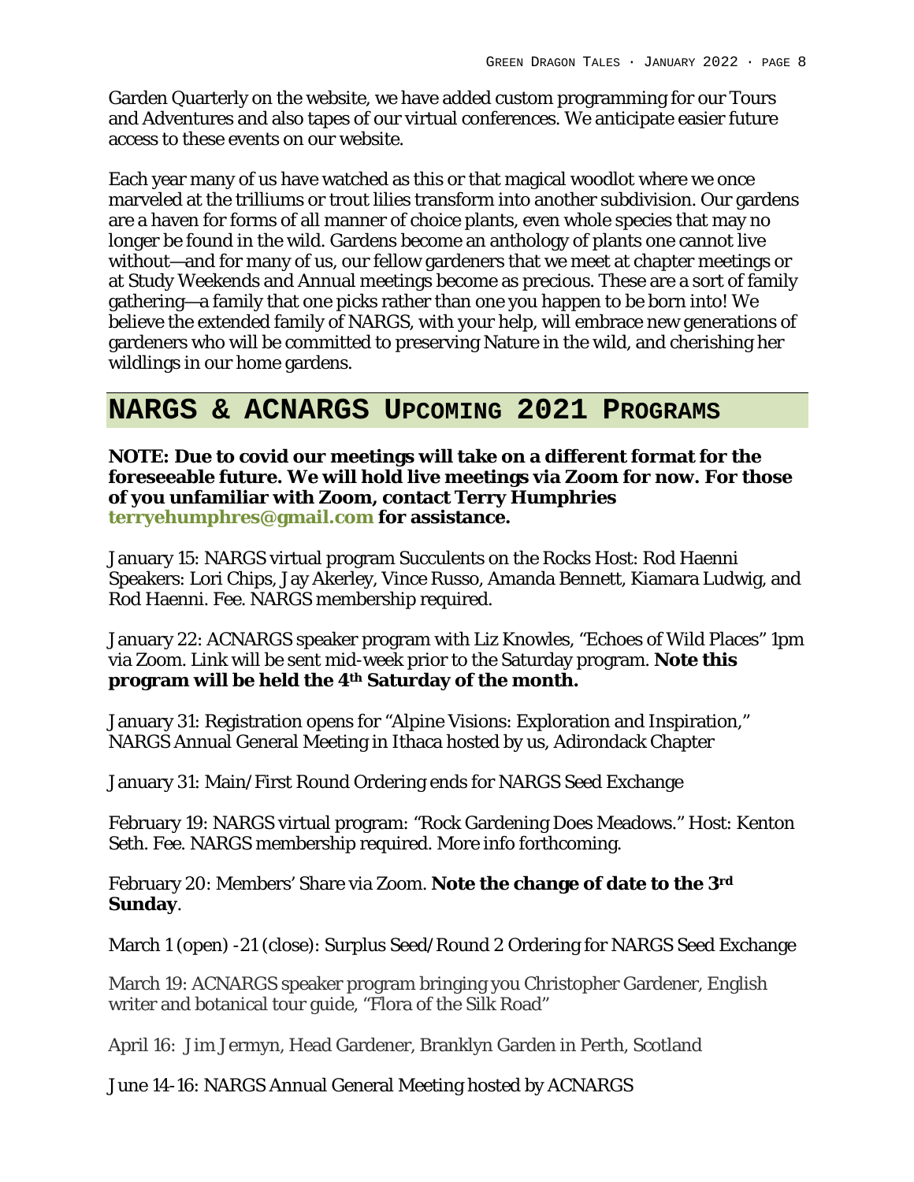Garden Quarterly on the website, we have added custom programming for our Tours and Adventures and also tapes of our virtual conferences. We anticipate easier future access to these events on our website.

Each year many of us have watched as this or that magical woodlot where we once marveled at the trilliums or trout lilies transform into another subdivision. Our gardens are a haven for forms of all manner of choice plants, even whole species that may no longer be found in the wild. Gardens become an anthology of plants one cannot live without—and for many of us, our fellow gardeners that we meet at chapter meetings or at Study Weekends and Annual meetings become as precious. These are a sort of family gathering—a family that one picks rather than one you happen to be born into! We believe the extended family of NARGS, with your help, will embrace new generations of gardeners who will be committed to preserving Nature in the wild, and cherishing her wildlings in our home gardens.

## NARGS & ACNARGS Upcoming 2021 Programs

**NOTE: Due to covid our meetings will take on a different format for the foreseeable future. We will hold live meetings via Zoom for now. For those of you unfamiliar with Zoom, contact Terry Humphries terryehumphres@gmail.com for assistance.**

January 15: NARGS virtual program Succulents on the Rocks Host: Rod Haenni Speakers: Lori Chips, Jay Akerley, Vince Russo, Amanda Bennett, Kiamara Ludwig, and Rod Haenni. Fee. NARGS membership required.

January 22: ACNARGS speaker program with Liz Knowles, "Echoes of Wild Places" 1pm via Zoom. Link will be sent mid-week prior to the Saturday program. **Note this program will be held the 4th Saturday of the month.**

January 31: Registration opens for "Alpine Visions: Exploration and Inspiration," NARGS Annual General Meeting in Ithaca hosted by us, Adirondack Chapter

January 31: Main/First Round Ordering ends for NARGS Seed Exchange

February 19: NARGS virtual program: "Rock Gardening Does Meadows." Host: Kenton Seth. Fee. NARGS membership required. More info forthcoming.

February 20: Members' Share via Zoom. **Note the change of date to the 3rd Sunday**.

March 1 (open) -21 (close): Surplus Seed/Round 2 Ordering for NARGS Seed Exchange

March 19: ACNARGS speaker program bringing you Christopher Gardener, English writer and botanical tour guide, "Flora of the Silk Road"

April 16: Jim Jermyn, Head Gardener, Branklyn Garden in Perth, Scotland

June 14-16: NARGS Annual General Meeting hosted by ACNARGS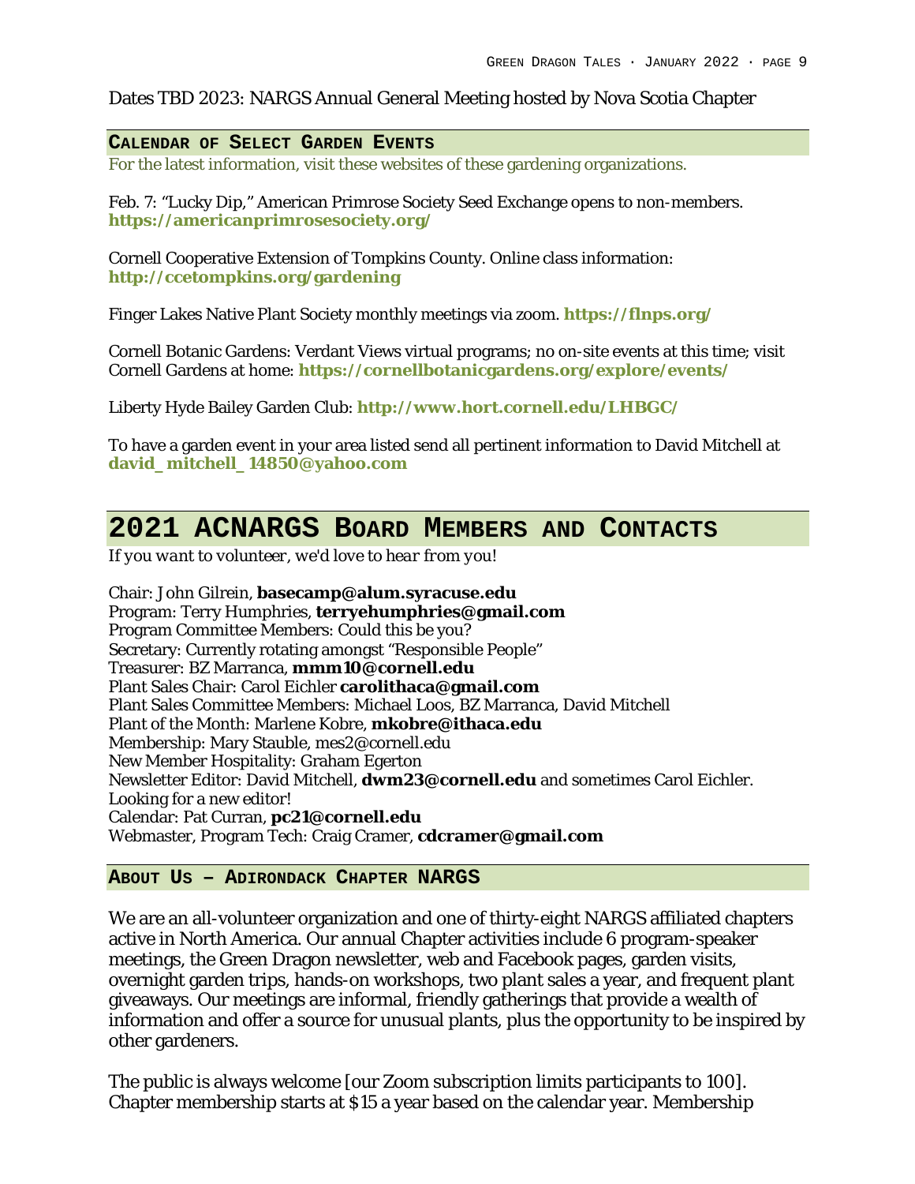Dates TBD 2023: NARGS Annual General Meeting hosted by Nova Scotia Chapter

### Calendar of Select Garden Events

For the latest information, visit these websites of these gardening organizations.

Feb. 7: "Lucky Dip," American Primrose Society Seed Exchange opens to non-members. **https://americanprimrosesociety.org/**

Cornell Cooperative Extension of Tompkins County. Online class information: **http://ccetompkins.org/gardening**

Finger Lakes Native Plant Society monthly meetings via zoom. **https://flnps.org/**

Cornell Botanic Gardens: Verdant Views virtual programs; no on-site events at this time; visit Cornell Gardens at home: **https://cornellbotanicgardens.org/explore/events/**

Liberty Hyde Bailey Garden Club: **http://www.hort.cornell.edu/LHBGC/**

To have a garden event in your area listed send all pertinent information to David Mitchell at **david_ mitchell_ 14850@yahoo.com**

## 2021 ACNARGS Board Members and Contacts

*If you want to volunteer, we'd love to hear from you!*

Chair: John Gilrein, **basecamp@alum.syracuse.edu**
Program: Terry Humphries, **terryehumphries@gmail.com**
Program Committee Members: Could this be you?
Secretary: Currently rotating amongst "Responsible People"
Treasurer: BZ Marranca, **mmm10@cornell.edu**
Plant Sales Chair: Carol Eichler **carolithaca@gmail.com**
Plant Sales Committee Members: Michael Loos, BZ Marranca, David Mitchell
Plant of the Month: Marlene Kobre, **mkobre@ithaca.edu**
Membership: Mary Stauble, mes2@cornell.edu
New Member Hospitality: Graham Egerton
Newsletter Editor: David Mitchell, **dwm23@cornell.edu** and sometimes Carol Eichler. Looking for a new editor!
Calendar: Pat Curran, **pc21@cornell.edu**
Webmaster, Program Tech: Craig Cramer, **cdcramer@gmail.com**

### About Us – Adirondack Chapter NARGS

We are an all-volunteer organization and one of thirty-eight NARGS affiliated chapters active in North America. Our annual Chapter activities include 6 program-speaker meetings, the Green Dragon newsletter, web and Facebook pages, garden visits, overnight garden trips, hands-on workshops, two plant sales a year, and frequent plant giveaways. Our meetings are informal, friendly gatherings that provide a wealth of information and offer a source for unusual plants, plus the opportunity to be inspired by other gardeners.

The public is always welcome [our Zoom subscription limits participants to 100]. Chapter membership starts at $15 a year based on the calendar year. Membership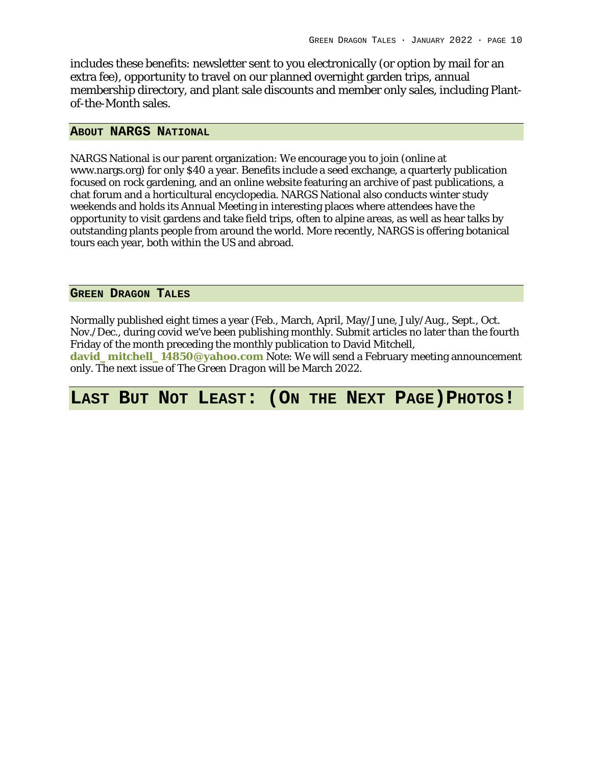includes these benefits: newsletter sent to you electronically (or option by mail for an extra fee), opportunity to travel on our planned overnight garden trips, annual membership directory, and plant sale discounts and member only sales, including Plant-of-the-Month sales.

## About NARGS National

NARGS National is our parent organization: We encourage you to join (online at www.nargs.org) for only $40 a year. Benefits include a seed exchange, a quarterly publication focused on rock gardening, and an online website featuring an archive of past publications, a chat forum and a horticultural encyclopedia. NARGS National also conducts winter study weekends and holds its Annual Meeting in interesting places where attendees have the opportunity to visit gardens and take field trips, often to alpine areas, as well as hear talks by outstanding plants people from around the world. More recently, NARGS is offering botanical tours each year, both within the US and abroad.

## Green Dragon Tales

Normally published eight times a year (Feb., March, April, May/June, July/Aug., Sept., Oct. Nov./Dec., during covid we've been publishing monthly. Submit articles no later than the fourth Friday of the month preceding the monthly publication to David Mitchell, **david_mitchell_14850@yahoo.com** Note: We will send a February meeting announcement only. The next issue of *The Green Dragon* will be March 2022.

# Last But Not Least: (On the Next Page) Photos!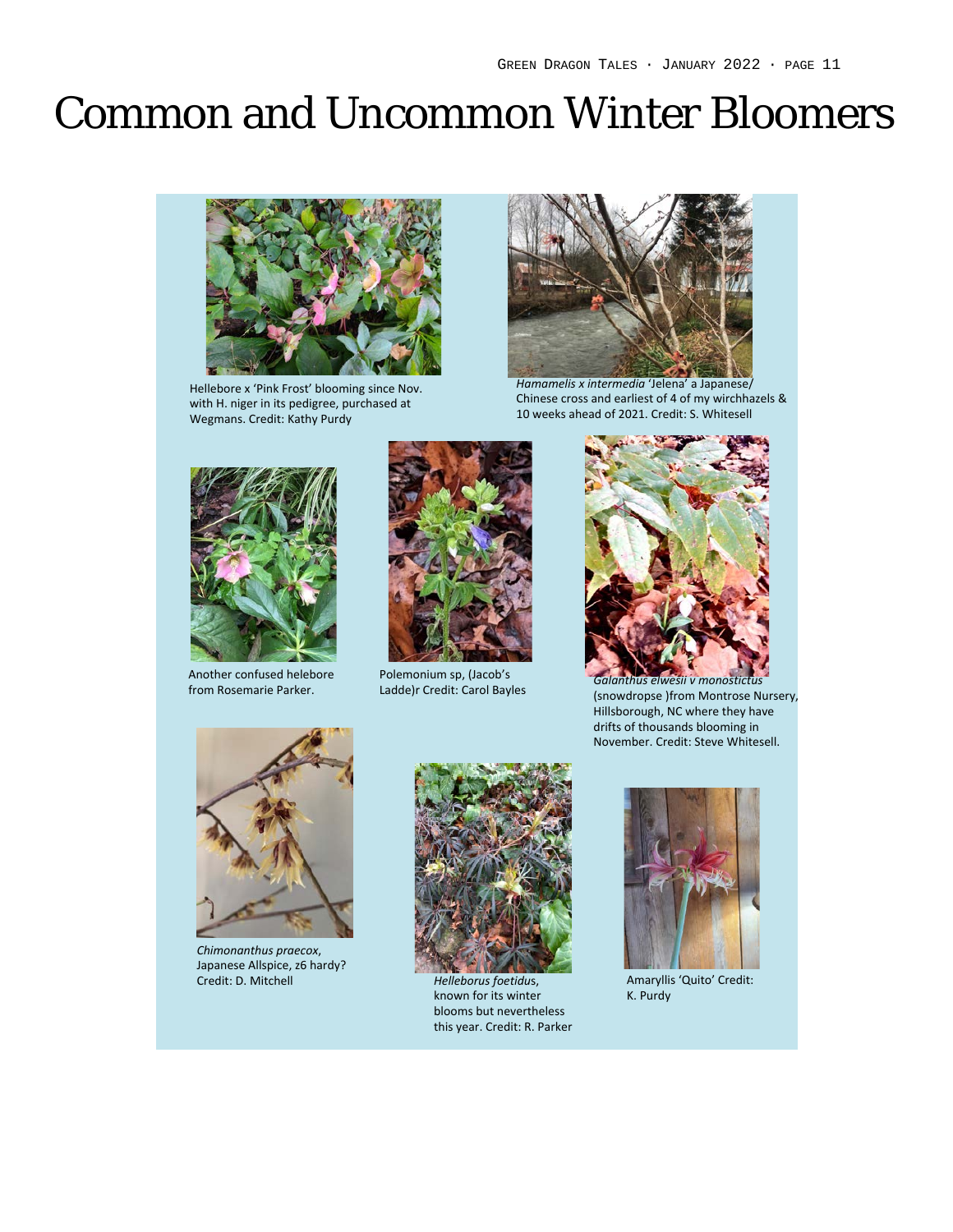# Common and Uncommon Winter Bloomers

Hellebore x 'Pink Frost' blooming since Nov. with H. niger in its pedigree, purchased at Wegmans. Credit: Kathy Purdy

*Hamamelis x intermedia* 'Jelena' a Japanese/ Chinese cross and earliest of 4 of my wirchhazels & 10 weeks ahead of 2021. Credit: S. Whitesell

Another confused helebore from Rosemarie Parker.

Polemonium sp, (Jacob's Ladde)r Credit: Carol Bayles

*Galanthus elwesii v monostictus* (snowdropse )from Montrose Nursery, Hillsborough, NC where they have drifts of thousands blooming in November. Credit: Steve Whitesell.

*Chimonanthus praecox*, Japanese Allspice, z6 hardy? Credit: D. Mitchell

*Helleborus foetidus*, known for its winter blooms but nevertheless this year. Credit: R. Parker

Amaryllis 'Quito' Credit: K. Purdy